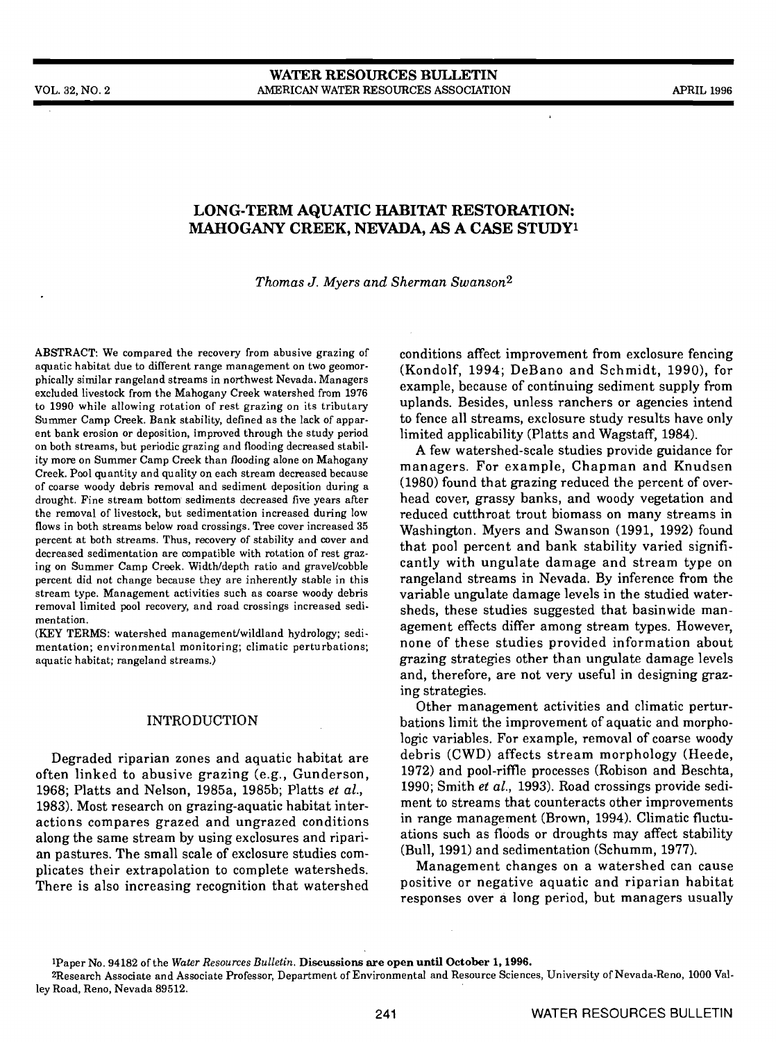# LONG-TERM AQUATIC HABITAT RESTORATION: MAHOGANY CREEK, NEVADA, AS A CASE STUDY[1]

*Thomas J. Myers and Sherman Swanson*[2]

ABSTRACT: We compared the recovery from abusive grazing of aquatic habitat due to different range management on two geomorphically similar rangeland streams in northwest Nevada. Managers excluded livestock from the Mahogany Creek watershed from 1976 to 1990 while allowing rotation of rest grazing on its tributary Summer Camp Creek. Bank stability, defined as the lack of apparent bank erosion or deposition, improved through the study period on both streams, but periodic grazing and flooding decreased stability more on Summer Camp Creek than flooding alone on Mahogany Creek. Pool quantity and quality on each stream decreased because of coarse woody debris removal and sediment deposition during a drought. Fine stream bottom sediments decreased five years after the removal of livestock, but sedimentation increased during low flows in both streams below road crossings. Tree cover increased 35 percent at both streams. Thus, recovery of stability and cover and decreased sedimentation are compatible with rotation of rest grazing on Summer Camp Creek. Width/depth ratio and gravel/cobble percent did not change because they are inherently stable in this stream type. Management activities such as coarse woody debris removal limited pool recovery, and road crossings increased sedimentation.

(KEY TERMS: watershed management/wildland hydrology; sedimentation; environmental monitoring; climatic perturbations; aquatic habitat; rangeland streams.)

## INTRODUCTION

Degraded riparian zones and aquatic habitat are often linked to abusive grazing (e.g., Gunderson, 1968; Platts and Nelson, 1985a, 1985b; Platts *et al.*, 1983). Most research on grazing-aquatic habitat interactions compares grazed and ungrazed conditions along the same stream by using exclosures and riparian pastures. The small scale of exclosure studies complicates their extrapolation to complete watersheds. There is also increasing recognition that watershed conditions affect improvement from exclosure fencing (Kondolf, 1994; DeBano and Schmidt, 1990), for example, because of continuing sediment supply from uplands. Besides, unless ranchers or agencies intend to fence all streams, exclosure study results have only limited applicability (Platts and Wagstaff, 1984).

A few watershed-scale studies provide guidance for managers. For example, Chapman and Knudsen (1980) found that grazing reduced the percent of overhead cover, grassy banks, and woody vegetation and reduced cutthroat trout biomass on many streams in Washington. Myers and Swanson (1991, 1992) found that pool percent and bank stability varied significantly with ungulate damage and stream type on rangeland streams in Nevada. By inference from the variable ungulate damage levels in the studied watersheds, these studies suggested that basinwide management effects differ among stream types. However, none of these studies provided information about grazing strategies other than ungulate damage levels and, therefore, are not very useful in designing grazing strategies.

Other management activities and climatic perturbations limit the improvement of aquatic and morphologic variables. For example, removal of coarse woody debris (CWD) affects stream morphology (Heede, 1972) and pool-riffle processes (Robison and Beschta, 1990; Smith *et al.*, 1993). Road crossings provide sediment to streams that counteracts other improvements in range management (Brown, 1994). Climatic fluctuations such as floods or droughts may affect stability (Bull, 1991) and sedimentation (Schumm, 1977).

Management changes on a watershed can cause positive or negative aquatic and riparian habitat responses over a long period, but managers usually

[1]Paper No. 94182 of the *Water Resources Bulletin*. **Discussions are open until October 1, 1996.**

[2]Research Associate and Associate Professor, Department of Environmental and Resource Sciences, University of Nevada-Reno, 1000 Valley Road, Reno, Nevada 89512.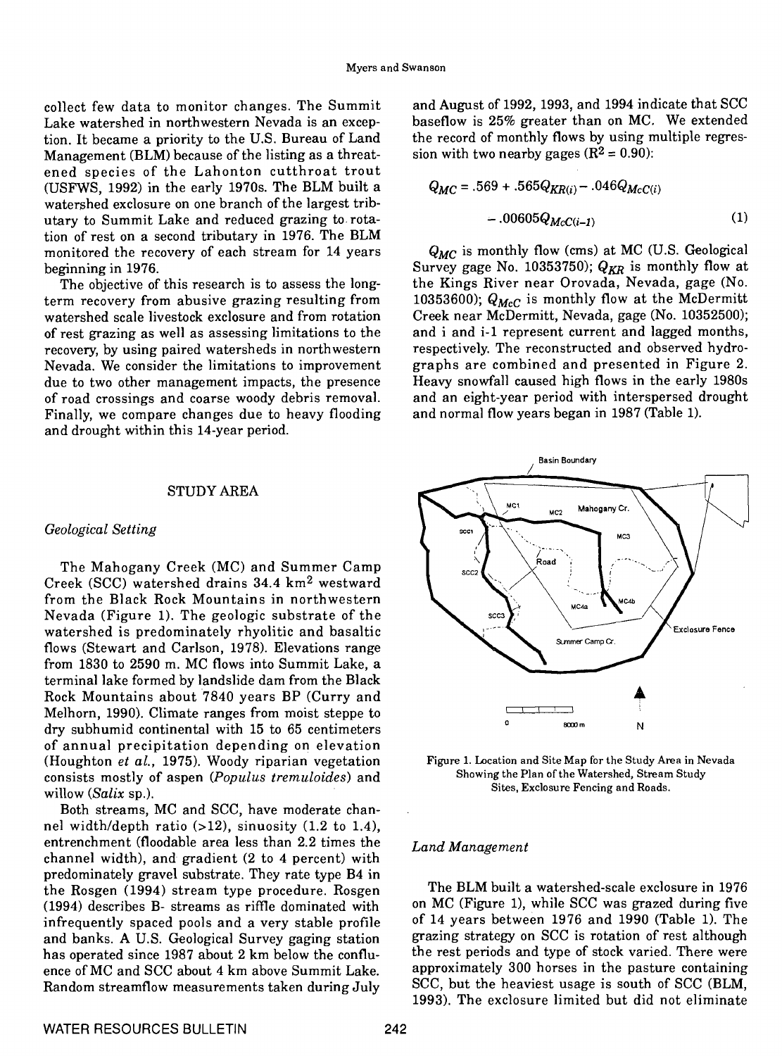collect few data to monitor changes. The Summit Lake watershed in northwestern Nevada is an exception. It became a priority to the U.S. Bureau of Land Management (BLM) because of the listing as a threatened species of the Lahonton cutthroat trout (USFWS, 1992) in the early 1970s. The BLM built a watershed exclosure on one branch of the largest tributary to Summit Lake and reduced grazing to rotation of rest on a second tributary in 1976. The BLM monitored the recovery of each stream for 14 years beginning in 1976.

The objective of this research is to assess the long-term recovery from abusive grazing resulting from watershed scale livestock exclosure and from rotation of rest grazing as well as assessing limitations to the recovery, by using paired watersheds in northwestern Nevada. We consider the limitations to improvement due to two other management impacts, the presence of road crossings and coarse woody debris removal. Finally, we compare changes due to heavy flooding and drought within this 14-year period.

## STUDY AREA

### *Geological Setting*

The Mahogany Creek (MC) and Summer Camp Creek (SCC) watershed drains 34.4 km² westward from the Black Rock Mountains in northwestern Nevada (Figure 1). The geologic substrate of the watershed is predominately rhyolitic and basaltic flows (Stewart and Carlson, 1978). Elevations range from 1830 to 2590 m. MC flows into Summit Lake, a terminal lake formed by landslide dam from the Black Rock Mountains about 7840 years BP (Curry and Melhorn, 1990). Climate ranges from moist steppe to dry subhumid continental with 15 to 65 centimeters of annual precipitation depending on elevation (Houghton *et al.*, 1975). Woody riparian vegetation consists mostly of aspen (*Populus tremuloides*) and willow (*Salix* sp.).

Both streams, MC and SCC, have moderate channel width/depth ratio (>12), sinuosity (1.2 to 1.4), entrenchment (floodable area less than 2.2 times the channel width), and gradient (2 to 4 percent) with predominately gravel substrate. They rate type B4 in the Rosgen (1994) stream type procedure. Rosgen (1994) describes B- streams as riffle dominated with infrequently spaced pools and a very stable profile and banks. A U.S. Geological Survey gaging station has operated since 1987 about 2 km below the confluence of MC and SCC about 4 km above Summit Lake. Random streamflow measurements taken during July and August of 1992, 1993, and 1994 indicate that SCC baseflow is 25% greater than on MC. We extended the record of monthly flows by using multiple regression with two nearby gages ($R^2 = 0.90$):

$$Q_{MC} = .569 + .565Q_{KR(i)} - .046Q_{McC(i)} - .00605Q_{McC(i-1)} \quad (1)$$

$Q_{MC}$ is monthly flow (cms) at MC (U.S. Geological Survey gage No. 10353750); $Q_{KR}$ is monthly flow at the Kings River near Orovada, Nevada, gage (No. 10353600); $Q_{McC}$ is monthly flow at the McDermitt Creek near McDermitt, Nevada, gage (No. 10352500); and i and i-1 represent current and lagged months, respectively. The reconstructed and observed hydrographs are combined and presented in Figure 2. Heavy snowfall caused high flows in the early 1980s and an eight-year period with interspersed drought and normal flow years began in 1987 (Table 1).

Figure 1. Location and Site Map for the Study Area in Nevada Showing the Plan of the Watershed, Stream Study Sites, Exclosure Fencing and Roads.

### *Land Management*

The BLM built a watershed-scale exclosure in 1976 on MC (Figure 1), while SCC was grazed during five of 14 years between 1976 and 1990 (Table 1). The grazing strategy on SCC is rotation of rest although the rest periods and type of stock varied. There were approximately 300 horses in the pasture containing SCC, but the heaviest usage is south of SCC (BLM, 1993). The exclosure limited but did not eliminate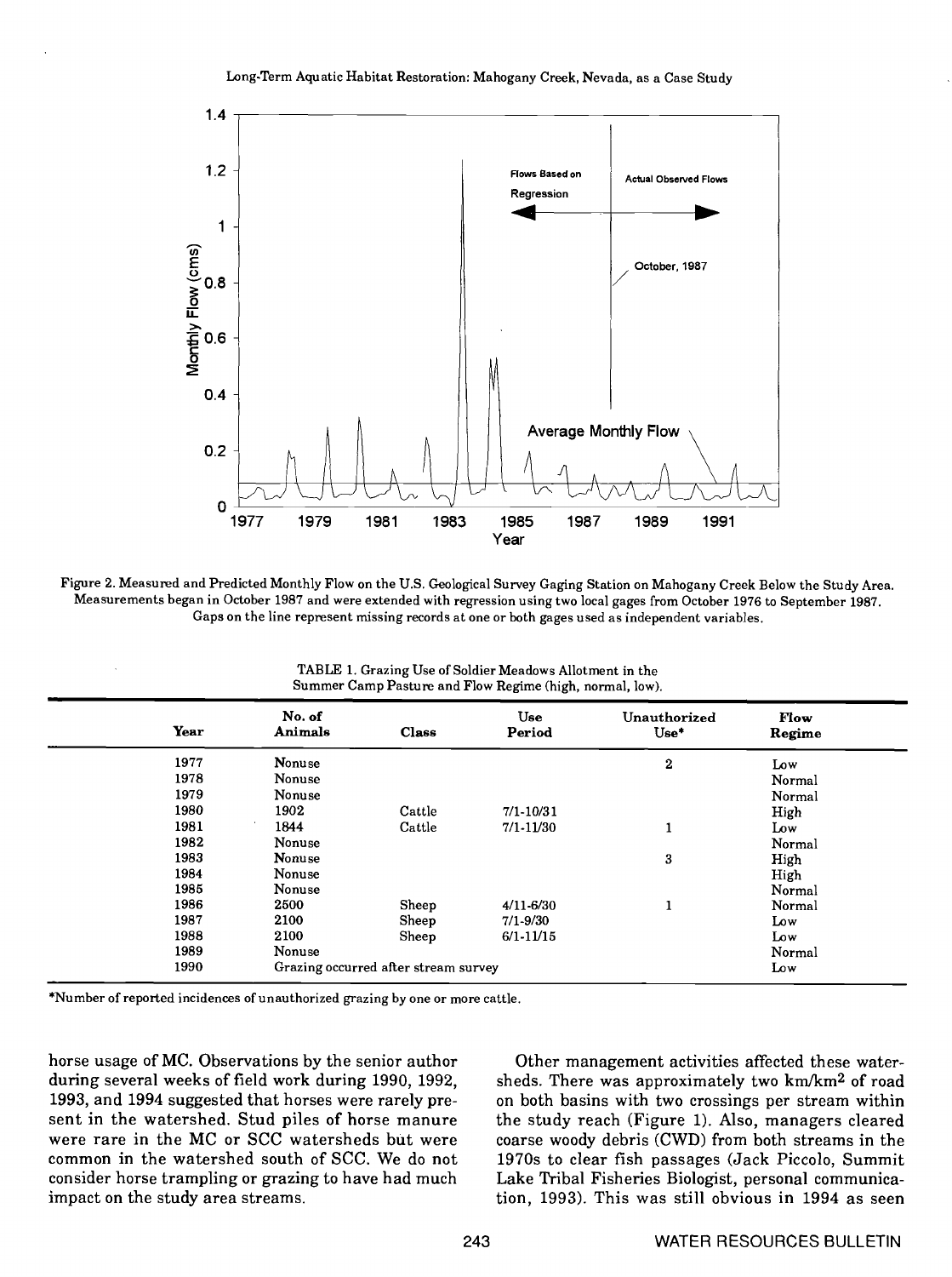Figure 2. Measured and Predicted Monthly Flow on the U.S. Geological Survey Gaging Station on Mahogany Creek Below the Study Area. Measurements began in October 1987 and were extended with regression using two local gages from October 1976 to September 1987. Gaps on the line represent missing records at one or both gages used as independent variables.

TABLE 1. Grazing Use of Soldier Meadows Allotment in the Summer Camp Pasture and Flow Regime (high, normal, low).

| Year | No. of Animals | Class | Use Period | Unauthorized Use* | Flow Regime |
|---|---|---|---|---|---|
| 1977 | Nonuse | | | 2 | Low |
| 1978 | Nonuse | | | | Normal |
| 1979 | Nonuse | | | | Normal |
| 1980 | 1902 | Cattle | 7/1-10/31 | | High |
| 1981 | 1844 | Cattle | 7/1-11/30 | 1 | Low |
| 1982 | Nonuse | | | | Normal |
| 1983 | Nonuse | | | 3 | High |
| 1984 | Nonuse | | | | High |
| 1985 | Nonuse | | | | Normal |
| 1986 | 2500 | Sheep | 4/11-6/30 | 1 | Normal |
| 1987 | 2100 | Sheep | 7/1-9/30 | | Low |
| 1988 | 2100 | Sheep | 6/1-11/15 | | Low |
| 1989 | Nonuse | | | | Normal |
| 1990 | Grazing occurred after stream survey | | | | Low |

*Number of reported incidences of unauthorized grazing by one or more cattle.

horse usage of MC. Observations by the senior author during several weeks of field work during 1990, 1992, 1993, and 1994 suggested that horses were rarely present in the watershed. Stud piles of horse manure were rare in the MC or SCC watersheds but were common in the watershed south of SCC. We do not consider horse trampling or grazing to have had much impact on the study area streams.

Other management activities affected these watersheds. There was approximately two km/km$^2$ of road on both basins with two crossings per stream within the study reach (Figure 1). Also, managers cleared coarse woody debris (CWD) from both streams in the 1970s to clear fish passages (Jack Piccolo, Summit Lake Tribal Fisheries Biologist, personal communication, 1993). This was still obvious in 1994 as seen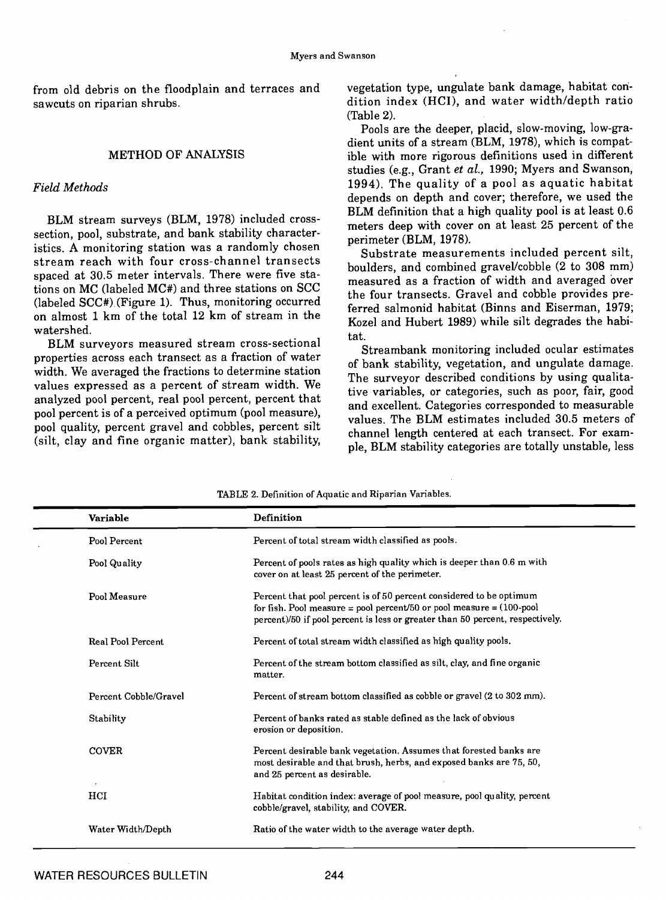from old debris on the floodplain and terraces and sawcuts on riparian shrubs.

## METHOD OF ANALYSIS

### *Field Methods*

BLM stream surveys (BLM, 1978) included cross-section, pool, substrate, and bank stability characteristics. A monitoring station was a randomly chosen stream reach with four cross-channel transects spaced at 30.5 meter intervals. There were five stations on MC (labeled MC#) and three stations on SCC (labeled SCC#) (Figure 1). Thus, monitoring occurred on almost 1 km of the total 12 km of stream in the watershed.

BLM surveyors measured stream cross-sectional properties across each transect as a fraction of water width. We averaged the fractions to determine station values expressed as a percent of stream width. We analyzed pool percent, real pool percent, percent that pool percent is of a perceived optimum (pool measure), pool quality, percent gravel and cobbles, percent silt (silt, clay and fine organic matter), bank stability, vegetation type, ungulate bank damage, habitat condition index (HCI), and water width/depth ratio (Table 2).

Pools are the deeper, placid, slow-moving, low-gradient units of a stream (BLM, 1978), which is compatible with more rigorous definitions used in different studies (e.g., Grant *et al.,* 1990; Myers and Swanson, 1994). The quality of a pool as aquatic habitat depends on depth and cover; therefore, we used the BLM definition that a high quality pool is at least 0.6 meters deep with cover on at least 25 percent of the perimeter (BLM, 1978).

Substrate measurements included percent silt, boulders, and combined gravel/cobble (2 to 308 mm) measured as a fraction of width and averaged over the four transects. Gravel and cobble provides preferred salmonid habitat (Binns and Eiserman, 1979; Kozel and Hubert 1989) while silt degrades the habitat.

Streambank monitoring included ocular estimates of bank stability, vegetation, and ungulate damage. The surveyor described conditions by using qualitative variables, or categories, such as poor, fair, good and excellent. Categories corresponded to measurable values. The BLM estimates included 30.5 meters of channel length centered at each transect. For example, BLM stability categories are totally unstable, less

TABLE 2. Definition of Aquatic and Riparian Variables.

| Variable | Definition |
|---|---|
| Pool Percent | Percent of total stream width classified as pools. |
| Pool Quality | Percent of pools rates as high quality which is deeper than 0.6 m with cover on at least 25 percent of the perimeter. |
| Pool Measure | Percent that pool percent is of 50 percent considered to be optimum for fish. Pool measure = pool percent/50 or pool measure = (100-pool percent)/50 if pool percent is less or greater than 50 percent, respectively. |
| Real Pool Percent | Percent of total stream width classified as high quality pools. |
| Percent Silt | Percent of the stream bottom classified as silt, clay, and fine organic matter. |
| Percent Cobble/Gravel | Percent of stream bottom classified as cobble or gravel (2 to 302 mm). |
| Stability | Percent of banks rated as stable defined as the lack of obvious erosion or deposition. |
| COVER | Percent desirable bank vegetation. Assumes that forested banks are most desirable and that brush, herbs, and exposed banks are 75, 50, and 25 percent as desirable. |
| HCI | Habitat condition index: average of pool measure, pool quality, percent cobble/gravel, stability, and COVER. |
| Water Width/Depth | Ratio of the water width to the average water depth. |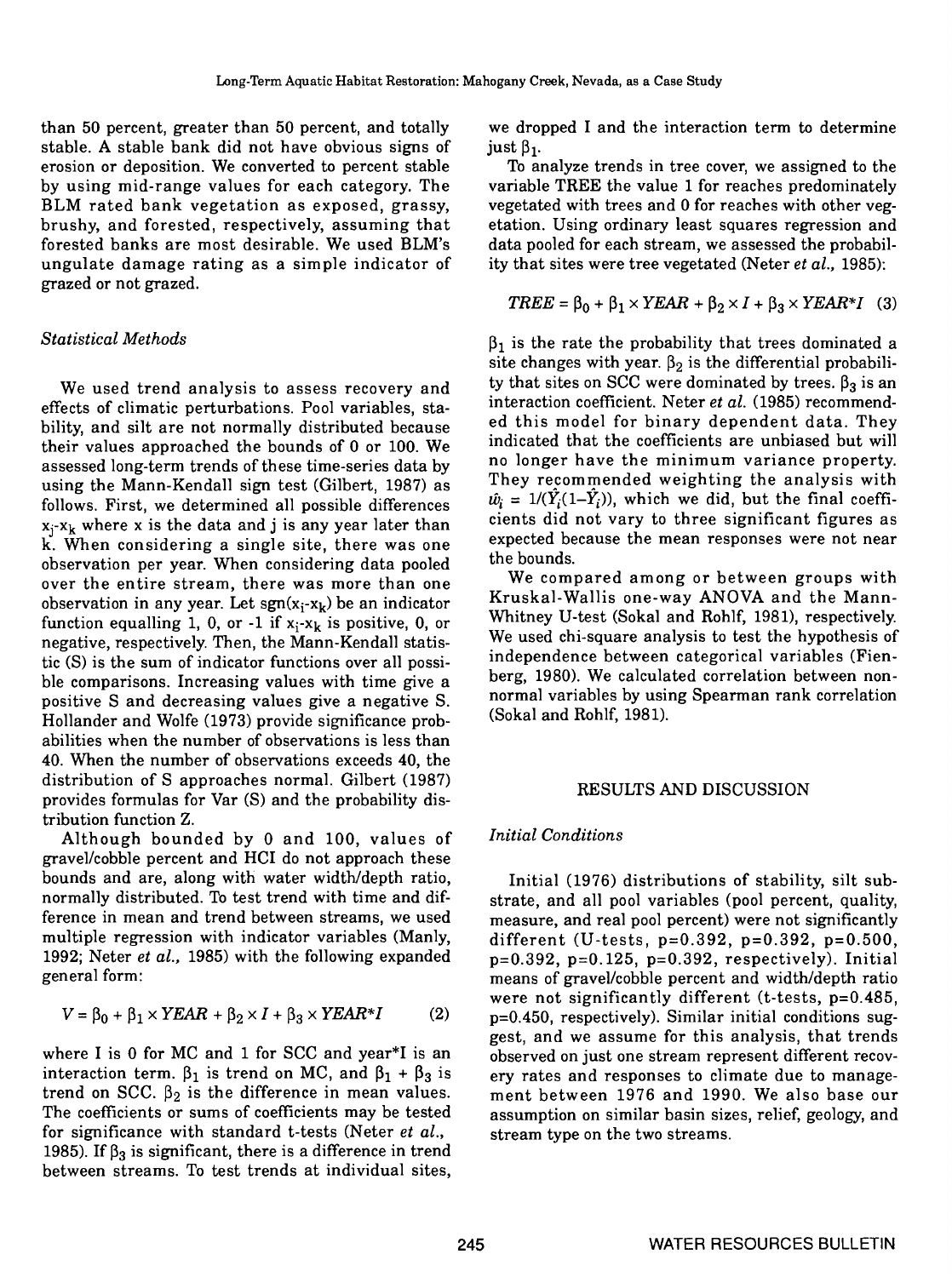than 50 percent, greater than 50 percent, and totally stable. A stable bank did not have obvious signs of erosion or deposition. We converted to percent stable by using mid-range values for each category. The BLM rated bank vegetation as exposed, grassy, brushy, and forested, respectively, assuming that forested banks are most desirable. We used BLM's ungulate damage rating as a simple indicator of grazed or not grazed.

### *Statistical Methods*

We used trend analysis to assess recovery and effects of climatic perturbations. Pool variables, stability, and silt are not normally distributed because their values approached the bounds of 0 or 100. We assessed long-term trends of these time-series data by using the Mann-Kendall sign test (Gilbert, 1987) as follows. First, we determined all possible differences $x_j$-$x_k$ where x is the data and j is any year later than k. When considering a single site, there was one observation per year. When considering data pooled over the entire stream, there was more than one observation in any year. Let $\mathrm{sgn}(x_j-x_k)$ be an indicator function equalling 1, 0, or -1 if $x_j-x_k$ is positive, 0, or negative, respectively. Then, the Mann-Kendall statistic (S) is the sum of indicator functions over all possible comparisons. Increasing values with time give a positive S and decreasing values give a negative S. Hollander and Wolfe (1973) provide significance probabilities when the number of observations is less than 40. When the number of observations exceeds 40, the distribution of S approaches normal. Gilbert (1987) provides formulas for Var (S) and the probability distribution function Z.

Although bounded by 0 and 100, values of gravel/cobble percent and HCI do not approach these bounds and are, along with water width/depth ratio, normally distributed. To test trend with time and difference in mean and trend between streams, we used multiple regression with indicator variables (Manly, 1992; Neter *et al.*, 1985) with the following expanded general form:

$$V = \beta_0 + \beta_1 \times YEAR + \beta_2 \times I + \beta_3 \times YEAR{*}I \qquad (2)$$

where I is 0 for MC and 1 for SCC and year*I is an interaction term. $\beta_1$ is trend on MC, and $\beta_1 + \beta_3$ is trend on SCC. $\beta_2$ is the difference in mean values. The coefficients or sums of coefficients may be tested for significance with standard t-tests (Neter *et al.*, 1985). If $\beta_3$ is significant, there is a difference in trend between streams. To test trends at individual sites, we dropped I and the interaction term to determine just $\beta_1$.

To analyze trends in tree cover, we assigned to the variable TREE the value 1 for reaches predominately vegetated with trees and 0 for reaches with other vegetation. Using ordinary least squares regression and data pooled for each stream, we assessed the probability that sites were tree vegetated (Neter *et al.*, 1985):

$$TREE = \beta_0 + \beta_1 \times YEAR + \beta_2 \times I + \beta_3 \times YEAR{*}I \quad (3)$$

$\beta_1$ is the rate the probability that trees dominated a site changes with year. $\beta_2$ is the differential probability that sites on SCC were dominated by trees. $\beta_3$ is an interaction coefficient. Neter *et al.* (1985) recommended this model for binary dependent data. They indicated that the coefficients are unbiased but will no longer have the minimum variance property. They recommended weighting the analysis with $\hat{w}_i = 1/(\hat{Y}_i(1-\hat{Y}_i))$, which we did, but the final coefficients did not vary to three significant figures as expected because the mean responses were not near the bounds.

We compared among or between groups with Kruskal-Wallis one-way ANOVA and the Mann-Whitney U-test (Sokal and Rohlf, 1981), respectively. We used chi-square analysis to test the hypothesis of independence between categorical variables (Fienberg, 1980). We calculated correlation between nonnormal variables by using Spearman rank correlation (Sokal and Rohlf, 1981).

## RESULTS AND DISCUSSION

### *Initial Conditions*

Initial (1976) distributions of stability, silt substrate, and all pool variables (pool percent, quality, measure, and real pool percent) were not significantly different (U-tests, $p=0.392$, $p=0.392$, $p=0.500$, $p=0.392$, $p=0.125$, $p=0.392$, respectively). Initial means of gravel/cobble percent and width/depth ratio were not significantly different (t-tests, $p=0.485$, $p=0.450$, respectively). Similar initial conditions suggest, and we assume for this analysis, that trends observed on just one stream represent different recovery rates and responses to climate due to management between 1976 and 1990. We also base our assumption on similar basin sizes, relief, geology, and stream type on the two streams.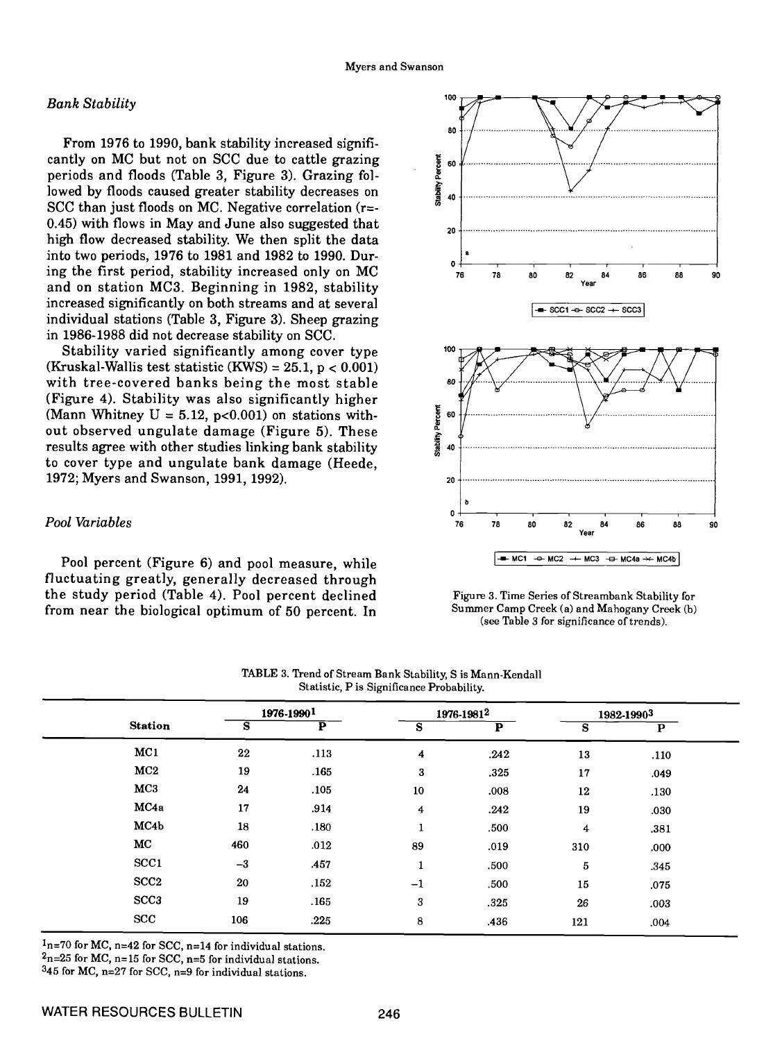### *Bank Stability*

From 1976 to 1990, bank stability increased significantly on MC but not on SCC due to cattle grazing periods and floods (Table 3, Figure 3). Grazing followed by floods caused greater stability decreases on SCC than just floods on MC. Negative correlation (r=-0.45) with flows in May and June also suggested that high flow decreased stability. We then split the data into two periods, 1976 to 1981 and 1982 to 1990. During the first period, stability increased only on MC and on station MC3. Beginning in 1982, stability increased significantly on both streams and at several individual stations (Table 3, Figure 3). Sheep grazing in 1986-1988 did not decrease stability on SCC.

Stability varied significantly among cover type (Kruskal-Wallis test statistic (KWS) = 25.1, $p < 0.001$) with tree-covered banks being the most stable (Figure 4). Stability was also significantly higher (Mann Whitney U = 5.12, $p<0.001$) on stations without observed ungulate damage (Figure 5). These results agree with other studies linking bank stability to cover type and ungulate bank damage (Heede, 1972; Myers and Swanson, 1991, 1992).

### *Pool Variables*

Pool percent (Figure 6) and pool measure, while fluctuating greatly, generally decreased through the study period (Table 4). Pool percent declined from near the biological optimum of 50 percent. In

Figure 3. Time Series of Streambank Stability for Summer Camp Creek (a) and Mahogany Creek (b) (see Table 3 for significance of trends).

TABLE 3. Trend of Stream Bank Stability, S is Mann-Kendall Statistic, P is Significance Probability.

| Station | 1976-1990[1] | | 1976-1981[2] | | 1982-1990[3] | |
|---|---|---|---|---|---|---|
| | S | P | S | P | S | P |
| MC1 | 22 | .113 | 4 | .242 | 13 | .110 |
| MC2 | 19 | .165 | 3 | .325 | 17 | .049 |
| MC3 | 24 | .105 | 10 | .008 | 12 | .130 |
| MC4a | 17 | .914 | 4 | .242 | 19 | .030 |
| MC4b | 18 | .180 | 1 | .500 | 4 | .381 |
| MC | 460 | .012 | 89 | .019 | 310 | .000 |
| SCC1 | −3 | .457 | 1 | .500 | 5 | .345 |
| SCC2 | 20 | .152 | −1 | .500 | 15 | .075 |
| SCC3 | 19 | .165 | 3 | .325 | 26 | .003 |
| SCC | 106 | .225 | 8 | .436 | 121 | .004 |

[1]n=70 for MC, n=42 for SCC, n=14 for individual stations.
[2]n=25 for MC, n=15 for SCC, n=5 for individual stations.
[3]45 for MC, n=27 for SCC, n=9 for individual stations.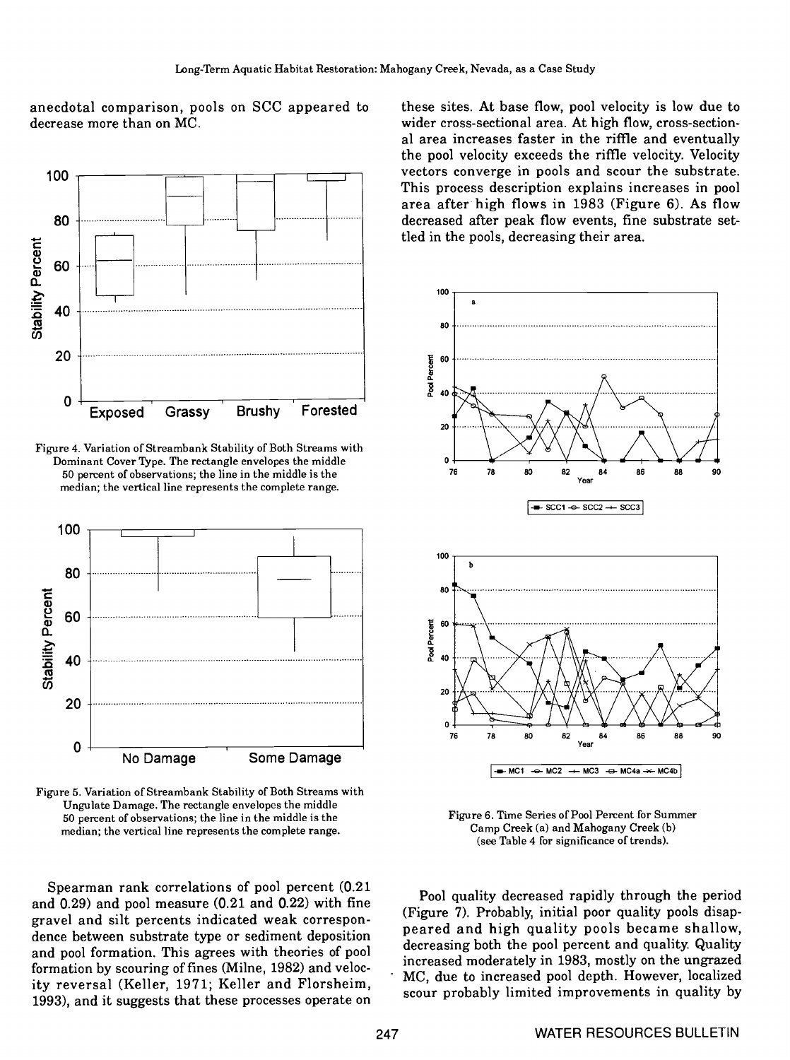anecdotal comparison, pools on SCC appeared to decrease more than on MC.

Figure 4. Variation of Streambank Stability of Both Streams with Dominant Cover Type. The rectangle envelopes the middle 50 percent of observations; the line in the middle is the median; the vertical line represents the complete range.

Figure 5. Variation of Streambank Stability of Both Streams with Ungulate Damage. The rectangle envelopes the middle 50 percent of observations; the line in the middle is the median; the vertical line represents the complete range.

Spearman rank correlations of pool percent (0.21 and 0.29) and pool measure (0.21 and 0.22) with fine gravel and silt percents indicated weak correspondence between substrate type or sediment deposition and pool formation. This agrees with theories of pool formation by scouring of fines (Milne, 1982) and velocity reversal (Keller, 1971; Keller and Florsheim, 1993), and it suggests that these processes operate on these sites. At base flow, pool velocity is low due to wider cross-sectional area. At high flow, cross-sectional area increases faster in the riffle and eventually the pool velocity exceeds the riffle velocity. Velocity vectors converge in pools and scour the substrate. This process description explains increases in pool area after high flows in 1983 (Figure 6). As flow decreased after peak flow events, fine substrate settled in the pools, decreasing their area.

Figure 6. Time Series of Pool Percent for Summer Camp Creek (a) and Mahogany Creek (b) (see Table 4 for significance of trends).

Pool quality decreased rapidly through the period (Figure 7). Probably, initial poor quality pools disappeared and high quality pools became shallow, decreasing both the pool percent and quality. Quality increased moderately in 1983, mostly on the ungrazed MC, due to increased pool depth. However, localized scour probably limited improvements in quality by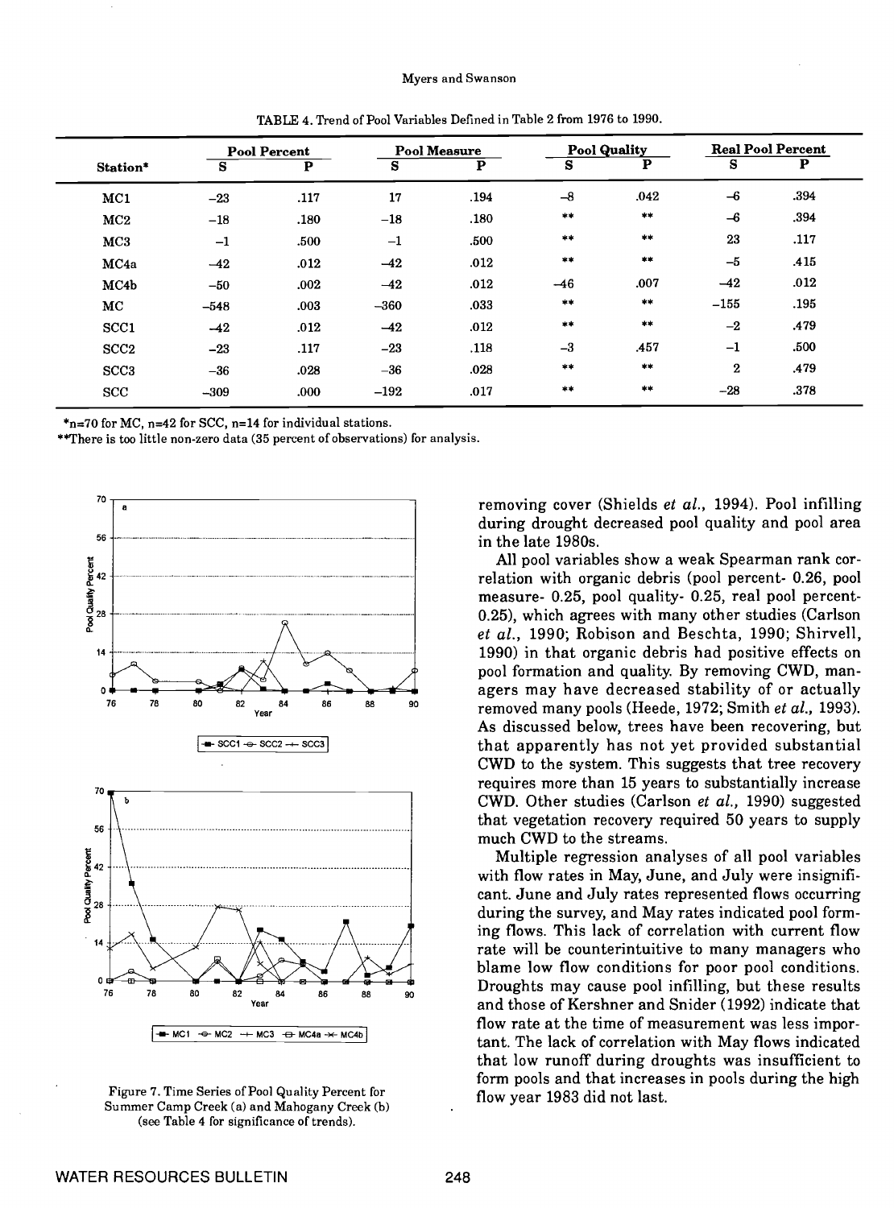TABLE 4. Trend of Pool Variables Defined in Table 2 from 1976 to 1990.

| Station* | Pool Percent | | Pool Measure | | Pool Quality | | Real Pool Percent | |
|---|---|---|---|---|---|---|---|---|
| | S | P | S | P | S | P | S | P |
| MC1 | −23 | .117 | 17 | .194 | −8 | .042 | −6 | .394 |
| MC2 | −18 | .180 | −18 | .180 | ** | ** | −6 | .394 |
| MC3 | −1 | .500 | −1 | .500 | ** | ** | 23 | .117 |
| MC4a | −42 | .012 | −42 | .012 | ** | ** | −5 | .415 |
| MC4b | −50 | .002 | −42 | .012 | −46 | .007 | −42 | .012 |
| MC | −548 | .003 | −360 | .033 | ** | ** | −155 | .195 |
| SCC1 | −42 | .012 | −42 | .012 | ** | ** | −2 | .479 |
| SCC2 | −23 | .117 | −23 | .118 | −3 | .457 | −1 | .500 |
| SCC3 | −36 | .028 | −36 | .028 | ** | ** | 2 | .479 |
| SCC | −309 | .000 | −192 | .017 | ** | ** | −28 | .378 |

*n=70 for MC, n=42 for SCC, n=14 for individual stations.
**There is too little non-zero data (35 percent of observations) for analysis.

Figure 7. Time Series of Pool Quality Percent for Summer Camp Creek (a) and Mahogany Creek (b) (see Table 4 for significance of trends).

removing cover (Shields *et al.*, 1994). Pool infilling during drought decreased pool quality and pool area in the late 1980s.

All pool variables show a weak Spearman rank correlation with organic debris (pool percent- 0.26, pool measure- 0.25, pool quality- 0.25, real pool percent- 0.25), which agrees with many other studies (Carlson *et al.*, 1990; Robison and Beschta, 1990; Shirvell, 1990) in that organic debris had positive effects on pool formation and quality. By removing CWD, managers may have decreased stability of or actually removed many pools (Heede, 1972; Smith *et al.*, 1993). As discussed below, trees have been recovering, but that apparently has not yet provided substantial CWD to the system. This suggests that tree recovery requires more than 15 years to substantially increase CWD. Other studies (Carlson *et al.*, 1990) suggested that vegetation recovery required 50 years to supply much CWD to the streams.

Multiple regression analyses of all pool variables with flow rates in May, June, and July were insignificant. June and July rates represented flows occurring during the survey, and May rates indicated pool forming flows. This lack of correlation with current flow rate will be counterintuitive to many managers who blame low flow conditions for poor pool conditions. Droughts may cause pool infilling, but these results and those of Kershner and Snider (1992) indicate that flow rate at the time of measurement was less important. The lack of correlation with May flows indicated that low runoff during droughts was insufficient to form pools and that increases in pools during the high flow year 1983 did not last.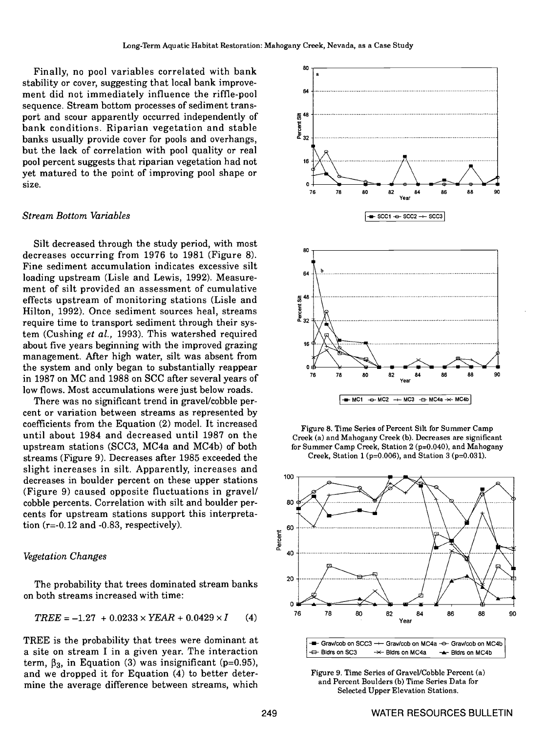Finally, no pool variables correlated with bank stability or cover, suggesting that local bank improvement did not immediately influence the riffle-pool sequence. Stream bottom processes of sediment transport and scour apparently occurred independently of bank conditions. Riparian vegetation and stable banks usually provide cover for pools and overhangs, but the lack of correlation with pool quality or real pool percent suggests that riparian vegetation had not yet matured to the point of improving pool shape or size.

### *Stream Bottom Variables*

Silt decreased through the study period, with most decreases occurring from 1976 to 1981 (Figure 8). Fine sediment accumulation indicates excessive silt loading upstream (Lisle and Lewis, 1992). Measurement of silt provided an assessment of cumulative effects upstream of monitoring stations (Lisle and Hilton, 1992). Once sediment sources heal, streams require time to transport sediment through their system (Cushing *et al.*, 1993). This watershed required about five years beginning with the improved grazing management. After high water, silt was absent from the system and only began to substantially reappear in 1987 on MC and 1988 on SCC after several years of low flows. Most accumulations were just below roads.

There was no significant trend in gravel/cobble percent or variation between streams as represented by coefficients from the Equation (2) model. It increased until about 1984 and decreased until 1987 on the upstream stations (SCC3, MC4a and MC4b) of both streams (Figure 9). Decreases after 1985 exceeded the slight increases in silt. Apparently, increases and decreases in boulder percent on these upper stations (Figure 9) caused opposite fluctuations in gravel/cobble percents. Correlation with silt and boulder percents for upstream stations support this interpretation ($r = -0.12$ and $-0.83$, respectively).

### *Vegetation Changes*

The probability that trees dominated stream banks on both streams increased with time:

$$TREE = -1.27 + 0.0233 \times YEAR + 0.0429 \times I \qquad (4)$$

TREE is the probability that trees were dominant at a site on stream I in a given year. The interaction term, $\beta_3$, in Equation (3) was insignificant ($p=0.95$), and we dropped it for Equation (4) to better determine the average difference between streams, which

Figure 8. Time Series of Percent Silt for Summer Camp Creek (a) and Mahogany Creek (b). Decreases are significant for Summer Camp Creek, Station 2 ($p=0.040$), and Mahogany Creek, Station 1 ($p=0.006$), and Station 3 ($p=0.031$).

Figure 9. Time Series of Gravel/Cobble Percent (a) and Percent Boulders (b) Time Series Data for Selected Upper Elevation Stations.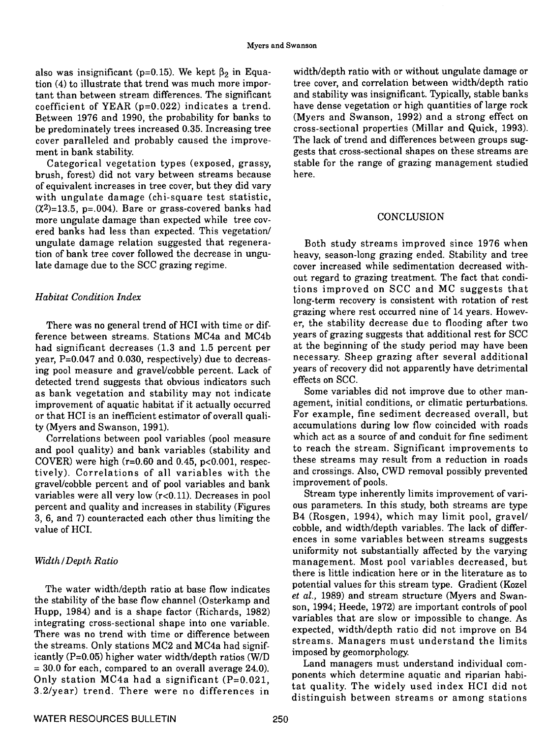also was insignificant (p=0.15). We kept $\beta_2$ in Equation (4) to illustrate that trend was much more important than between stream differences. The significant coefficient of YEAR (p=0.022) indicates a trend. Between 1976 and 1990, the probability for banks to be predominately trees increased 0.35. Increasing tree cover paralleled and probably caused the improvement in bank stability.

Categorical vegetation types (exposed, grassy, brush, forest) did not vary between streams because of equivalent increases in tree cover, but they did vary with ungulate damage (chi-square test statistic, $(\chi^2)$=13.5, p=.004). Bare or grass-covered banks had more ungulate damage than expected while tree covered banks had less than expected. This vegetation/ungulate damage relation suggested that regeneration of bank tree cover followed the decrease in ungulate damage due to the SCC grazing regime.

### *Habitat Condition Index*

There was no general trend of HCI with time or difference between streams. Stations MC4a and MC4b had significant decreases (1.3 and 1.5 percent per year, P=0.047 and 0.030, respectively) due to decreasing pool measure and gravel/cobble percent. Lack of detected trend suggests that obvious indicators such as bank vegetation and stability may not indicate improvement of aquatic habitat if it actually occurred or that HCI is an inefficient estimator of overall quality (Myers and Swanson, 1991).

Correlations between pool variables (pool measure and pool quality) and bank variables (stability and COVER) were high (r=0.60 and 0.45, p<0.001, respectively). Correlations of all variables with the gravel/cobble percent and of pool variables and bank variables were all very low (r<0.11). Decreases in pool percent and quality and increases in stability (Figures 3, 6, and 7) counteracted each other thus limiting the value of HCI.

### *Width / Depth Ratio*

The water width/depth ratio at base flow indicates the stability of the base flow channel (Osterkamp and Hupp, 1984) and is a shape factor (Richards, 1982) integrating cross-sectional shape into one variable. There was no trend with time or difference between the streams. Only stations MC2 and MC4a had significantly (P=0.05) higher water width/depth ratios (W/D = 30.0 for each, compared to an overall average 24.0). Only station MC4a had a significant (P=0.021, 3.2/year) trend. There were no differences in width/depth ratio with or without ungulate damage or tree cover, and correlation between width/depth ratio and stability was insignificant. Typically, stable banks have dense vegetation or high quantities of large rock (Myers and Swanson, 1992) and a strong effect on cross-sectional properties (Millar and Quick, 1993). The lack of trend and differences between groups suggests that cross-sectional shapes on these streams are stable for the range of grazing management studied here.

## CONCLUSION

Both study streams improved since 1976 when heavy, season-long grazing ended. Stability and tree cover increased while sedimentation decreased without regard to grazing treatment. The fact that conditions improved on SCC and MC suggests that long-term recovery is consistent with rotation of rest grazing where rest occurred nine of 14 years. However, the stability decrease due to flooding after two years of grazing suggests that additional rest for SCC at the beginning of the study period may have been necessary. Sheep grazing after several additional years of recovery did not apparently have detrimental effects on SCC.

Some variables did not improve due to other management, initial conditions, or climatic perturbations. For example, fine sediment decreased overall, but accumulations during low flow coincided with roads which act as a source of and conduit for fine sediment to reach the stream. Significant improvements to these streams may result from a reduction in roads and crossings. Also, CWD removal possibly prevented improvement of pools.

Stream type inherently limits improvement of various parameters. In this study, both streams are type B4 (Rosgen, 1994), which may limit pool, gravel/cobble, and width/depth variables. The lack of differences in some variables between streams suggests uniformity not substantially affected by the varying management. Most pool variables decreased, but there is little indication here or in the literature as to potential values for this stream type. Gradient (Kozel *et al.*, 1989) and stream structure (Myers and Swanson, 1994; Heede, 1972) are important controls of pool variables that are slow or impossible to change. As expected, width/depth ratio did not improve on B4 streams. Managers must understand the limits imposed by geomorphology.

Land managers must understand individual components which determine aquatic and riparian habitat quality. The widely used index HCI did not distinguish between streams or among stations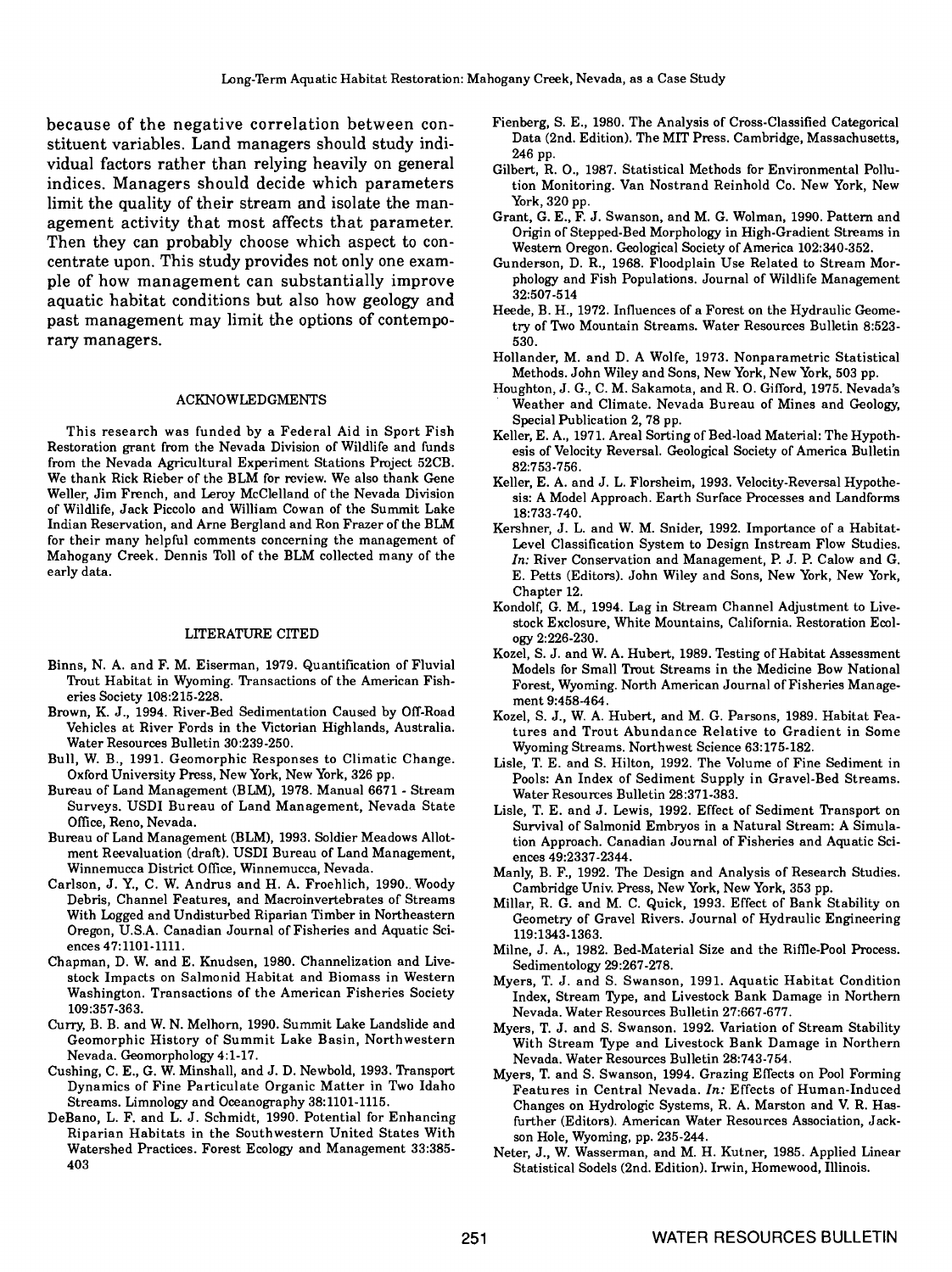because of the negative correlation between constituent variables. Land managers should study individual factors rather than relying heavily on general indices. Managers should decide which parameters limit the quality of their stream and isolate the management activity that most affects that parameter. Then they can probably choose which aspect to concentrate upon. This study provides not only one example of how management can substantially improve aquatic habitat conditions but also how geology and past management may limit the options of contemporary managers.

## ACKNOWLEDGMENTS

This research was funded by a Federal Aid in Sport Fish Restoration grant from the Nevada Division of Wildlife and funds from the Nevada Agricultural Experiment Stations Project 52CB. We thank Rick Rieber of the BLM for review. We also thank Gene Weller, Jim French, and Leroy McClelland of the Nevada Division of Wildlife, Jack Piccolo and William Cowan of the Summit Lake Indian Reservation, and Arne Bergland and Ron Frazer of the BLM for their many helpful comments concerning the management of Mahogany Creek. Dennis Toll of the BLM collected many of the early data.

## LITERATURE CITED

Binns, N. A. and F. M. Eiserman, 1979. Quantification of Fluvial Trout Habitat in Wyoming. Transactions of the American Fisheries Society 108:215-228.

Brown, K. J., 1994. River-Bed Sedimentation Caused by Off-Road Vehicles at River Fords in the Victorian Highlands, Australia. Water Resources Bulletin 30:239-250.

Bull, W. B., 1991. Geomorphic Responses to Climatic Change. Oxford University Press, New York, New York, 326 pp.

Bureau of Land Management (BLM), 1978. Manual 6671 - Stream Surveys. USDI Bureau of Land Management, Nevada State Office, Reno, Nevada.

Bureau of Land Management (BLM), 1993. Soldier Meadows Allotment Reevaluation (draft). USDI Bureau of Land Management, Winnemucca District Office, Winnemucca, Nevada.

Carlson, J. Y., C. W. Andrus and H. A. Froehlich, 1990. Woody Debris, Channel Features, and Macroinvertebrates of Streams With Logged and Undisturbed Riparian Timber in Northeastern Oregon, U.S.A. Canadian Journal of Fisheries and Aquatic Sciences 47:1101-1111.

Chapman, D. W. and E. Knudsen, 1980. Channelization and Livestock Impacts on Salmonid Habitat and Biomass in Western Washington. Transactions of the American Fisheries Society 109:357-363.

Curry, B. B. and W. N. Melhorn, 1990. Summit Lake Landslide and Geomorphic History of Summit Lake Basin, Northwestern Nevada. Geomorphology 4:1-17.

Cushing, C. E., G. W. Minshall, and J. D. Newbold, 1993. Transport Dynamics of Fine Particulate Organic Matter in Two Idaho Streams. Limnology and Oceanography 38:1101-1115.

DeBano, L. F. and L. J. Schmidt, 1990. Potential for Enhancing Riparian Habitats in the Southwestern United States With Watershed Practices. Forest Ecology and Management 33:385-403

Fienberg, S. E., 1980. The Analysis of Cross-Classified Categorical Data (2nd. Edition). The MIT Press. Cambridge, Massachusetts, 246 pp.

Gilbert, R. O., 1987. Statistical Methods for Environmental Pollution Monitoring. Van Nostrand Reinhold Co. New York, New York, 320 pp.

Grant, G. E., F. J. Swanson, and M. G. Wolman, 1990. Pattern and Origin of Stepped-Bed Morphology in High-Gradient Streams in Western Oregon. Geological Society of America 102:340-352.

Gunderson, D. R., 1968. Floodplain Use Related to Stream Morphology and Fish Populations. Journal of Wildlife Management 32:507-514

Heede, B. H., 1972. Influences of a Forest on the Hydraulic Geometry of Two Mountain Streams. Water Resources Bulletin 8:523-530.

Hollander, M. and D. A Wolfe, 1973. Nonparametric Statistical Methods. John Wiley and Sons, New York, New York, 503 pp.

Houghton, J. G., C. M. Sakamota, and R. O. Gifford, 1975. Nevada's Weather and Climate. Nevada Bureau of Mines and Geology, Special Publication 2, 78 pp.

Keller, E. A., 1971. Areal Sorting of Bed-load Material: The Hypothesis of Velocity Reversal. Geological Society of America Bulletin 82:753-756.

Keller, E. A. and J. L. Florsheim, 1993. Velocity-Reversal Hypothesis: A Model Approach. Earth Surface Processes and Landforms 18:733-740.

Kershner, J. L. and W. M. Snider, 1992. Importance of a Habitat-Level Classification System to Design Instream Flow Studies. *In:* River Conservation and Management, P. J. P. Calow and G. E. Petts (Editors). John Wiley and Sons, New York, New York, Chapter 12.

Kondolf, G. M., 1994. Lag in Stream Channel Adjustment to Livestock Exclosure, White Mountains, California. Restoration Ecology 2:226-230.

Kozel, S. J. and W. A. Hubert, 1989. Testing of Habitat Assessment Models for Small Trout Streams in the Medicine Bow National Forest, Wyoming. North American Journal of Fisheries Management 9:458-464.

Kozel, S. J., W. A. Hubert, and M. G. Parsons, 1989. Habitat Features and Trout Abundance Relative to Gradient in Some Wyoming Streams. Northwest Science 63:175-182.

Lisle, T. E. and S. Hilton, 1992. The Volume of Fine Sediment in Pools: An Index of Sediment Supply in Gravel-Bed Streams. Water Resources Bulletin 28:371-383.

Lisle, T. E. and J. Lewis, 1992. Effect of Sediment Transport on Survival of Salmonid Embryos in a Natural Stream: A Simulation Approach. Canadian Journal of Fisheries and Aquatic Sciences 49:2337-2344.

Manly, B. F., 1992. The Design and Analysis of Research Studies. Cambridge Univ. Press, New York, New York, 353 pp.

Millar, R. G. and M. C. Quick, 1993. Effect of Bank Stability on Geometry of Gravel Rivers. Journal of Hydraulic Engineering 119:1343-1363.

Milne, J. A., 1982. Bed-Material Size and the Riffle-Pool Process. Sedimentology 29:267-278.

Myers, T. J. and S. Swanson, 1991. Aquatic Habitat Condition Index, Stream Type, and Livestock Bank Damage in Northern Nevada. Water Resources Bulletin 27:667-677.

Myers, T. J. and S. Swanson. 1992. Variation of Stream Stability With Stream Type and Livestock Bank Damage in Northern Nevada. Water Resources Bulletin 28:743-754.

Myers, T. and S. Swanson, 1994. Grazing Effects on Pool Forming Features in Central Nevada. *In:* Effects of Human-Induced Changes on Hydrologic Systems, R. A. Marston and V. R. Hasfurther (Editors). American Water Resources Association, Jackson Hole, Wyoming, pp. 235-244.

Neter, J., W. Wasserman, and M. H. Kutner, 1985. Applied Linear Statistical Sodels (2nd. Edition). Irwin, Homewood, Illinois.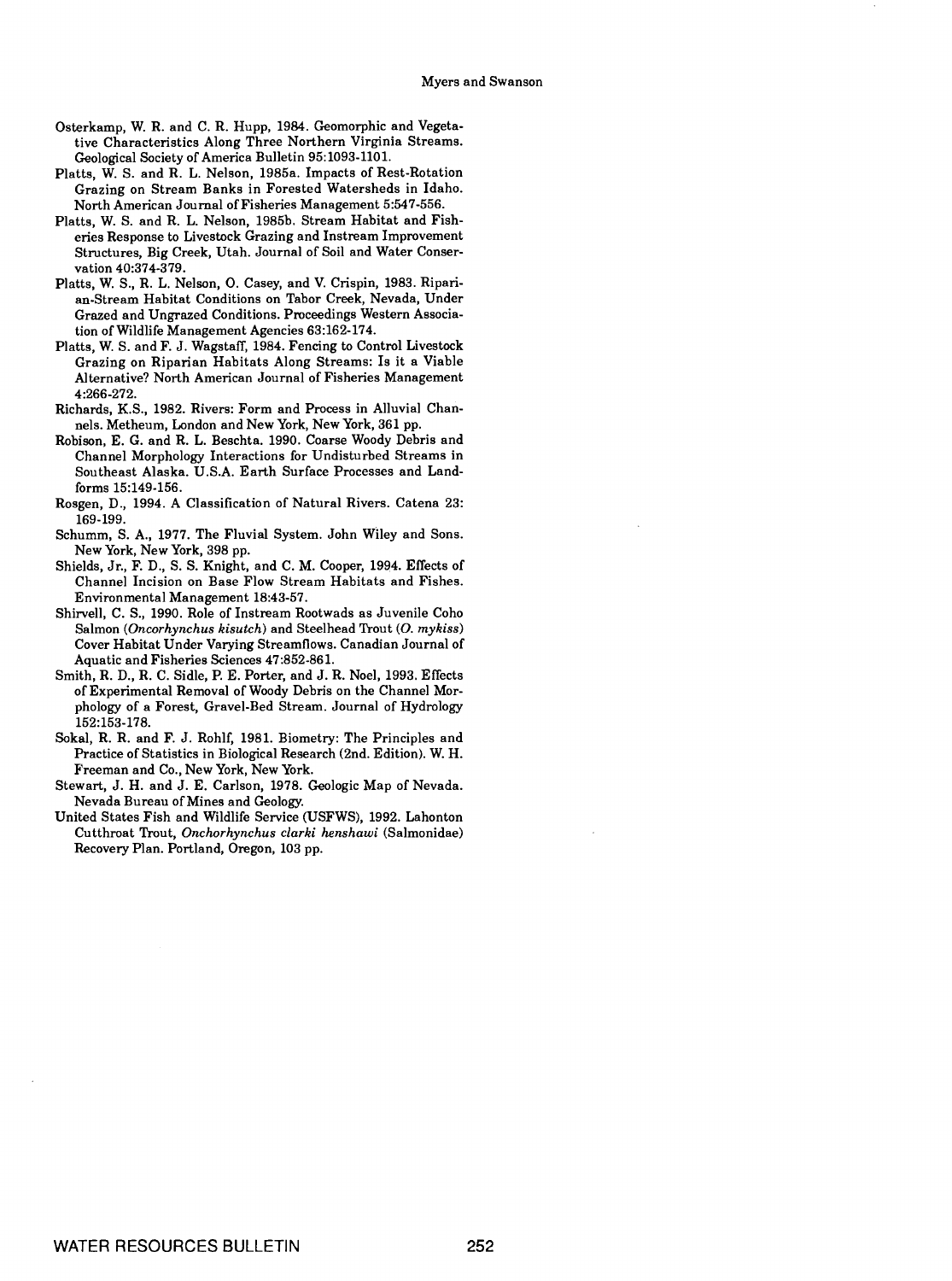Osterkamp, W. R. and C. R. Hupp, 1984. Geomorphic and Vegetative Characteristics Along Three Northern Virginia Streams. Geological Society of America Bulletin 95:1093-1101.

Platts, W. S. and R. L. Nelson, 1985a. Impacts of Rest-Rotation Grazing on Stream Banks in Forested Watersheds in Idaho. North American Journal of Fisheries Management 5:547-556.

Platts, W. S. and R. L. Nelson, 1985b. Stream Habitat and Fisheries Response to Livestock Grazing and Instream Improvement Structures, Big Creek, Utah. Journal of Soil and Water Conservation 40:374-379.

Platts, W. S., R. L. Nelson, O. Casey, and V. Crispin, 1983. Riparian-Stream Habitat Conditions on Tabor Creek, Nevada, Under Grazed and Ungrazed Conditions. Proceedings Western Association of Wildlife Management Agencies 63:162-174.

Platts, W. S. and F. J. Wagstaff, 1984. Fencing to Control Livestock Grazing on Riparian Habitats Along Streams: Is it a Viable Alternative? North American Journal of Fisheries Management 4:266-272.

Richards, K.S., 1982. Rivers: Form and Process in Alluvial Channels. Metheum, London and New York, New York, 361 pp.

Robison, E. G. and R. L. Beschta. 1990. Coarse Woody Debris and Channel Morphology Interactions for Undisturbed Streams in Southeast Alaska. U.S.A. Earth Surface Processes and Landforms 15:149-156.

Rosgen, D., 1994. A Classification of Natural Rivers. Catena 23: 169-199.

Schumm, S. A., 1977. The Fluvial System. John Wiley and Sons. New York, New York, 398 pp.

Shields, Jr., F. D., S. S. Knight, and C. M. Cooper, 1994. Effects of Channel Incision on Base Flow Stream Habitats and Fishes. Environmental Management 18:43-57.

Shirvell, C. S., 1990. Role of Instream Rootwads as Juvenile Coho Salmon (*Oncorhynchus kisutch*) and Steelhead Trout (*O. mykiss*) Cover Habitat Under Varying Streamflows. Canadian Journal of Aquatic and Fisheries Sciences 47:852-861.

Smith, R. D., R. C. Sidle, P. E. Porter, and J. R. Noel, 1993. Effects of Experimental Removal of Woody Debris on the Channel Morphology of a Forest, Gravel-Bed Stream. Journal of Hydrology 152:153-178.

Sokal, R. R. and F. J. Rohlf, 1981. Biometry: The Principles and Practice of Statistics in Biological Research (2nd. Edition). W. H. Freeman and Co., New York, New York.

Stewart, J. H. and J. E. Carlson, 1978. Geologic Map of Nevada. Nevada Bureau of Mines and Geology.

United States Fish and Wildlife Service (USFWS), 1992. Lahonton Cutthroat Trout, *Onchorhynchus clarki henshawi* (Salmonidae) Recovery Plan. Portland, Oregon, 103 pp.